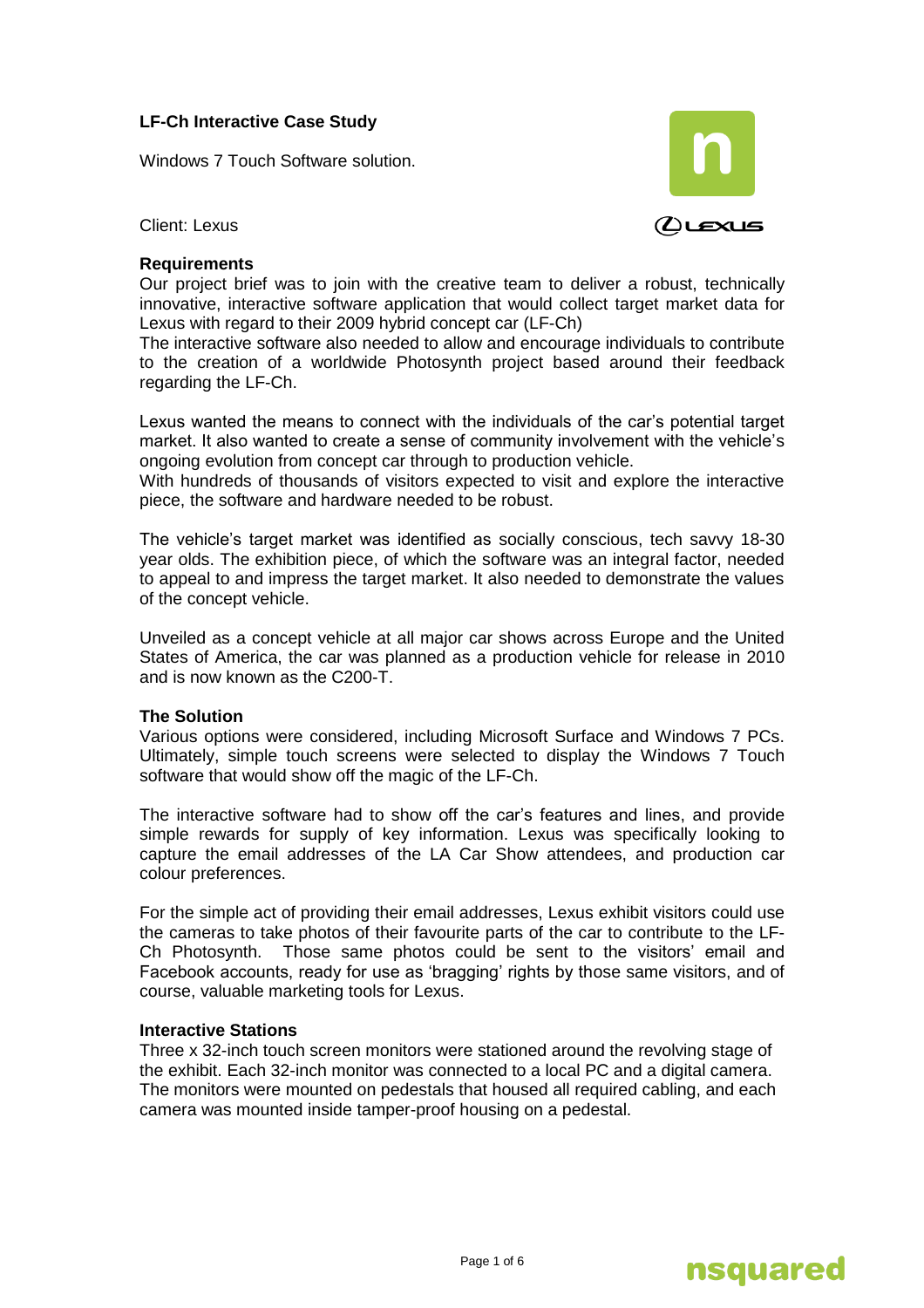**LF-Ch Interactive Case Study**

Windows 7 Touch Software solution.

Client: Lexus

**Requirements**

Our project brief was to join with the creative team to deliver a robust, technically innovative, interactive software application that would collect target market data for Lexus with regard to their 2009 hybrid concept car (LF-Ch)

The interactive software also needed to allow and encourage individuals to contribute to the creation of a worldwide Photosynth project based around their feedback regarding the LF-Ch.

Lexus wanted the means to connect with the individuals of the car's potential target market. It also wanted to create a sense of community involvement with the vehicle's ongoing evolution from concept car through to production vehicle.

With hundreds of thousands of visitors expected to visit and explore the interactive piece, the software and hardware needed to be robust.

The vehicle's target market was identified as socially conscious, tech savvy 18-30 year olds. The exhibition piece, of which the software was an integral factor, needed to appeal to and impress the target market. It also needed to demonstrate the values of the concept vehicle.

Unveiled as a concept vehicle at all major car shows across Europe and the United States of America, the car was planned as a production vehicle for release in 2010 and is now known as the C200-T.

**The Solution**

Various options were considered, including Microsoft Surface and Windows 7 PCs. Ultimately, simple touch screens were selected to display the Windows 7 Touch software that would show off the magic of the LF-Ch.

The interactive software had to show off the car's features and lines, and provide simple rewards for supply of key information. Lexus was specifically looking to capture the email addresses of the LA Car Show attendees, and production car colour preferences.

For the simple act of providing their email addresses, Lexus exhibit visitors could use the cameras to take photos of their favourite parts of the car to contribute to the LF-Ch Photosynth. Those same photos could be sent to the visitors' email and Facebook accounts, ready for use as 'bragging' rights by those same visitors, and of course, valuable marketing tools for Lexus.

**Interactive Stations**

Three x 32-inch touch screen monitors were stationed around the revolving stage of the exhibit. Each 32-inch monitor was connected to a local PC and a digital camera. The monitors were mounted on pedestals that housed all required cabling, and each camera was mounted inside tamper-proof housing on a pedestal.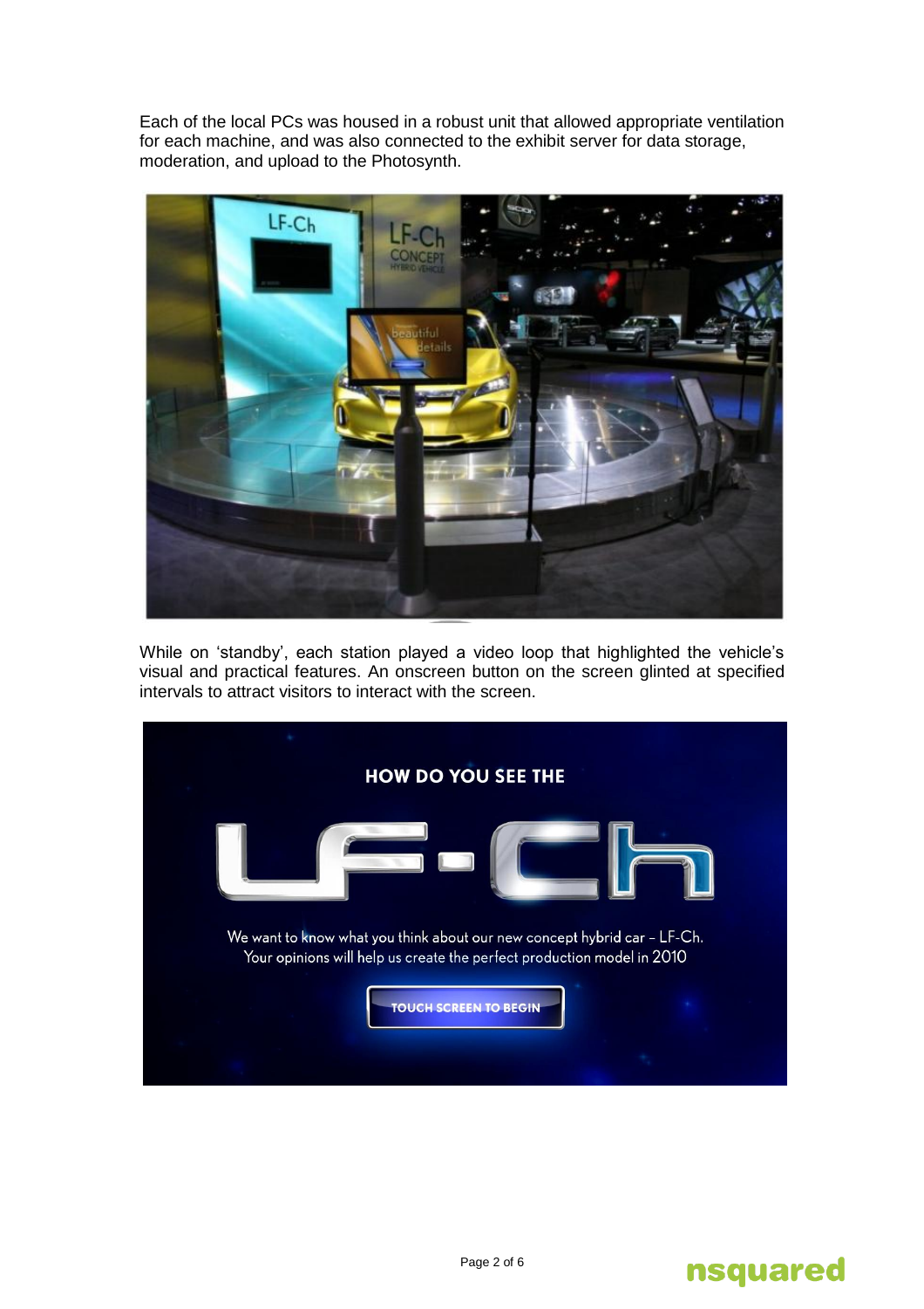Each of the local PCs was housed in a robust unit that allowed appropriate ventilation for each machine, and was also connected to the exhibit server for data storage, moderation, and upload to the Photosynth.

While on 'standby', each station played a video loop that highlighted the vehicle's visual and practical features. An onscreen button on the screen glinted at specified intervals to attract visitors to interact with the screen.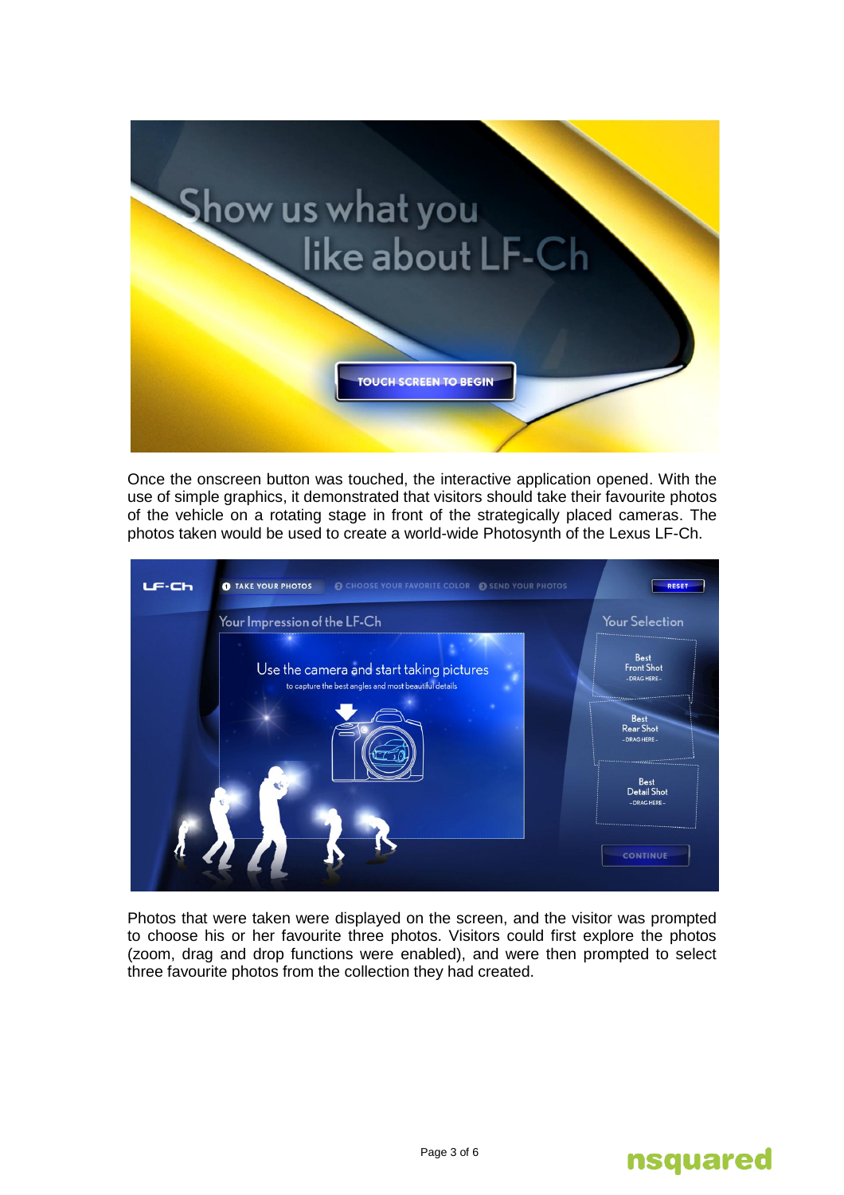Once the onscreen button was touched, the interactive application opened. With the use of simple graphics, it demonstrated that visitors should take their favourite photos of the vehicle on a rotating stage in front of the strategically placed cameras. The photos taken would be used to create a world-wide Photosynth of the Lexus LF-Ch.

Photos that were taken were displayed on the screen, and the visitor was prompted to choose his or her favourite three photos. Visitors could first explore the photos (zoom, drag and drop functions were enabled), and were then prompted to select three favourite photos from the collection they had created.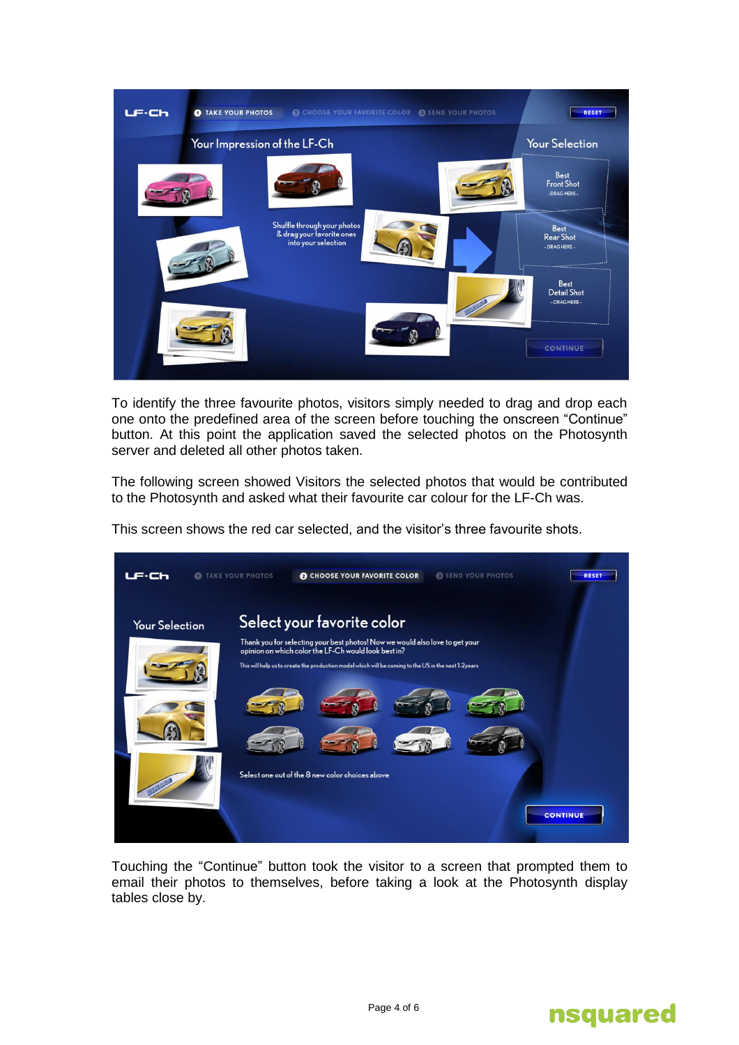To identify the three favourite photos, visitors simply needed to drag and drop each one onto the predefined area of the screen before touching the onscreen "Continue" button. At this point the application saved the selected photos on the Photosynth server and deleted all other photos taken.

The following screen showed Visitors the selected photos that would be contributed to the Photosynth and asked what their favourite car colour for the LF-Ch was.

This screen shows the red car selected, and the visitor's three favourite shots.

Touching the "Continue" button took the visitor to a screen that prompted them to email their photos to themselves, before taking a look at the Photosynth display tables close by.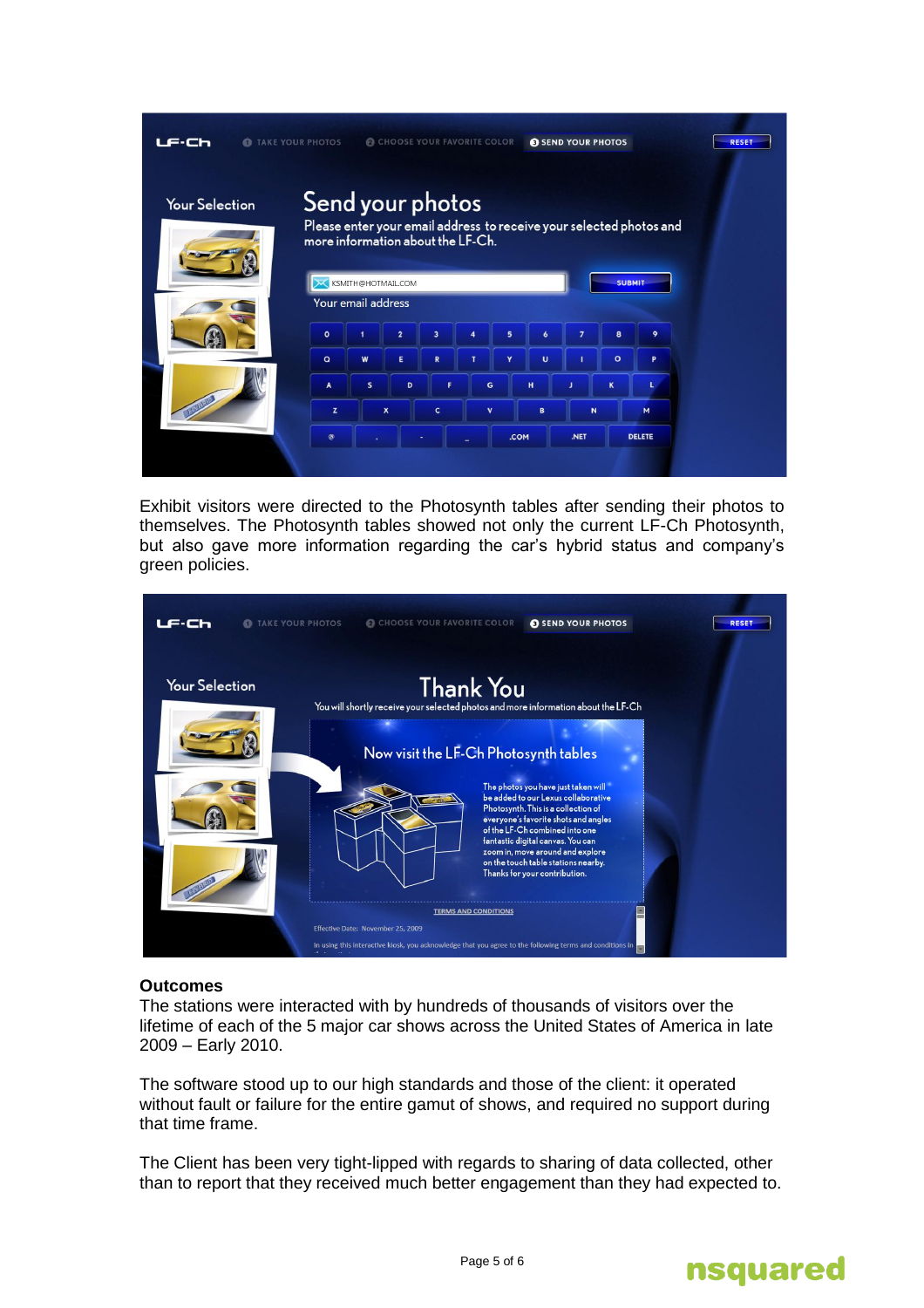Exhibit visitors were directed to the Photosynth tables after sending their photos to themselves. The Photosynth tables showed not only the current LF-Ch Photosynth, but also gave more information regarding the car's hybrid status and company's green policies.

**Outcomes**

The stations were interacted with by hundreds of thousands of visitors over the lifetime of each of the 5 major car shows across the United States of America in late 2009 – Early 2010.

The software stood up to our high standards and those of the client: it operated without fault or failure for the entire gamut of shows, and required no support during that time frame.

The Client has been very tight-lipped with regards to sharing of data collected, other than to report that they received much better engagement than they had expected to.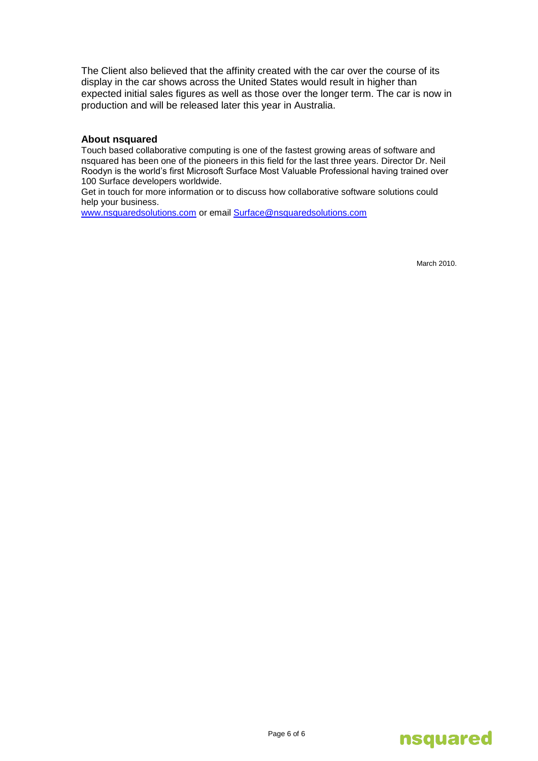The Client also believed that the affinity created with the car over the course of its display in the car shows across the United States would result in higher than expected initial sales figures as well as those over the longer term. The car is now in production and will be released later this year in Australia.

### About nsquared

Touch based collaborative computing is one of the fastest growing areas of software and nsquared has been one of the pioneers in this field for the last three years. Director Dr. Neil Roodyn is the world's first Microsoft Surface Most Valuable Professional having trained over 100 Surface developers worldwide.

Get in touch for more information or to discuss how collaborative software solutions could help your business.

[www.nsquaredsolutions.com](http://www.nsquaredsolutions.com) or email [Surface@nsquaredsolutions.com](mailto:Surface@nsquaredsolutions.com)

March 2010.